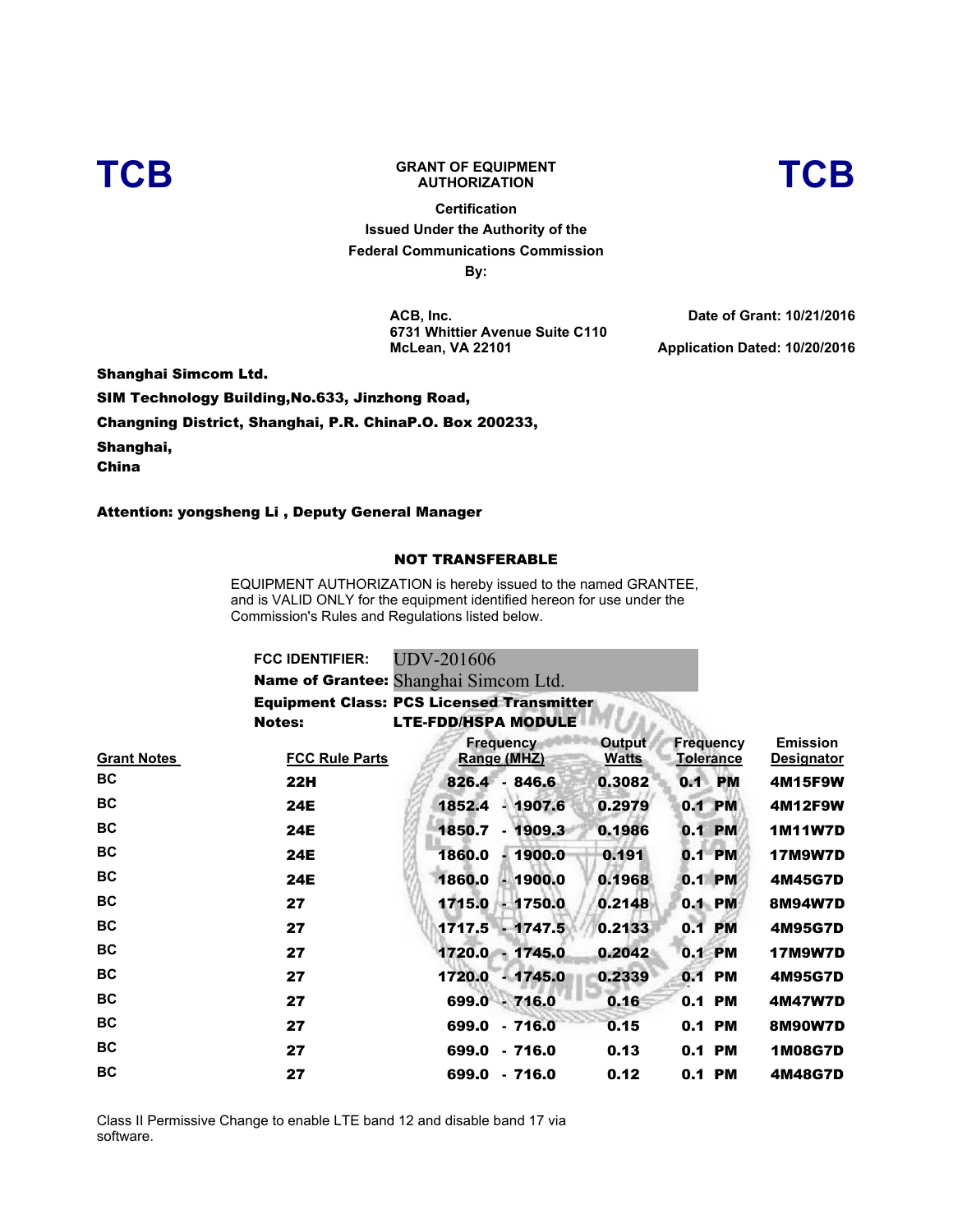**TCB** **GRANT OF EQUIPMENT AUTHORIZATION** **TCB**

**Certification**
**Issued Under the Authority of the**
**Federal Communications Commission**
**By:**

**ACB, Inc.**
**6731 Whittier Avenue Suite C110**
**McLean, VA 22101**

**Date of Grant: 10/21/2016**

**Application Dated: 10/20/2016**

**Shanghai Simcom Ltd.**
**SIM Technology Building,No.633, Jinzhong Road,**
**Changning District, Shanghai, P.R. ChinaP.O. Box 200233,**
**Shanghai,**
**China**

**Attention: yongsheng Li , Deputy General Manager**

**NOT TRANSFERABLE**

EQUIPMENT AUTHORIZATION is hereby issued to the named GRANTEE, and is VALID ONLY for the equipment identified hereon for use under the Commission's Rules and Regulations listed below.

**FCC IDENTIFIER:** UDV-201606
**Name of Grantee:** Shanghai Simcom Ltd.
**Equipment Class:** **PCS Licensed Transmitter**
**Notes:** **LTE-FDD/HSPA MODULE**

| Grant Notes | FCC Rule Parts | Frequency Range (MHZ) | Output Watts | Frequency Tolerance | Emission Designator |
|---|---|---|---|---|---|
| BC | 22H | 826.4 - 846.6 | 0.3082 | 0.1 PM | 4M15F9W |
| BC | 24E | 1852.4 - 1907.6 | 0.2979 | 0.1 PM | 4M12F9W |
| BC | 24E | 1850.7 - 1909.3 | 0.1986 | 0.1 PM | 1M11W7D |
| BC | 24E | 1860.0 - 1900.0 | 0.191 | 0.1 PM | 17M9W7D |
| BC | 24E | 1860.0 - 1900.0 | 0.1968 | 0.1 PM | 4M45G7D |
| BC | 27 | 1715.0 - 1750.0 | 0.2148 | 0.1 PM | 8M94W7D |
| BC | 27 | 1717.5 - 1747.5 | 0.2133 | 0.1 PM | 4M95G7D |
| BC | 27 | 1720.0 - 1745.0 | 0.2042 | 0.1 PM | 17M9W7D |
| BC | 27 | 1720.0 - 1745.0 | 0.2339 | 0.1 PM | 4M95G7D |
| BC | 27 | 699.0 - 716.0 | 0.16 | 0.1 PM | 4M47W7D |
| BC | 27 | 699.0 - 716.0 | 0.15 | 0.1 PM | 8M90W7D |
| BC | 27 | 699.0 - 716.0 | 0.13 | 0.1 PM | 1M08G7D |
| BC | 27 | 699.0 - 716.0 | 0.12 | 0.1 PM | 4M48G7D |

Class II Permissive Change to enable LTE band 12 and disable band 17 via software.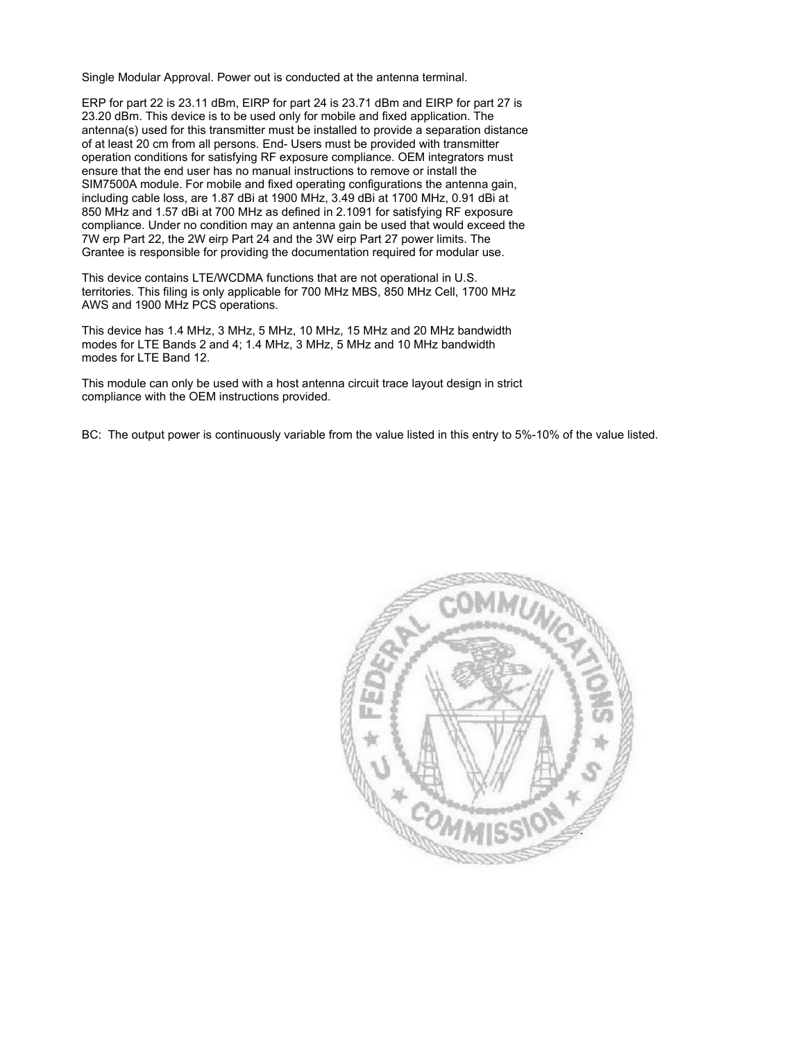Single Modular Approval. Power out is conducted at the antenna terminal.

ERP for part 22 is 23.11 dBm, EIRP for part 24 is 23.71 dBm and EIRP for part 27 is 23.20 dBm. This device is to be used only for mobile and fixed application. The antenna(s) used for this transmitter must be installed to provide a separation distance of at least 20 cm from all persons. End- Users must be provided with transmitter operation conditions for satisfying RF exposure compliance. OEM integrators must ensure that the end user has no manual instructions to remove or install the SIM7500A module. For mobile and fixed operating configurations the antenna gain, including cable loss, are 1.87 dBi at 1900 MHz, 3.49 dBi at 1700 MHz, 0.91 dBi at 850 MHz and 1.57 dBi at 700 MHz as defined in 2.1091 for satisfying RF exposure compliance. Under no condition may an antenna gain be used that would exceed the 7W erp Part 22, the 2W eirp Part 24 and the 3W eirp Part 27 power limits. The Grantee is responsible for providing the documentation required for modular use.

This device contains LTE/WCDMA functions that are not operational in U.S. territories. This filing is only applicable for 700 MHz MBS, 850 MHz Cell, 1700 MHz AWS and 1900 MHz PCS operations.

This device has 1.4 MHz, 3 MHz, 5 MHz, 10 MHz, 15 MHz and 20 MHz bandwidth modes for LTE Bands 2 and 4; 1.4 MHz, 3 MHz, 5 MHz and 10 MHz bandwidth modes for LTE Band 12.

This module can only be used with a host antenna circuit trace layout design in strict compliance with the OEM instructions provided.

BC: The output power is continuously variable from the value listed in this entry to 5%-10% of the value listed.